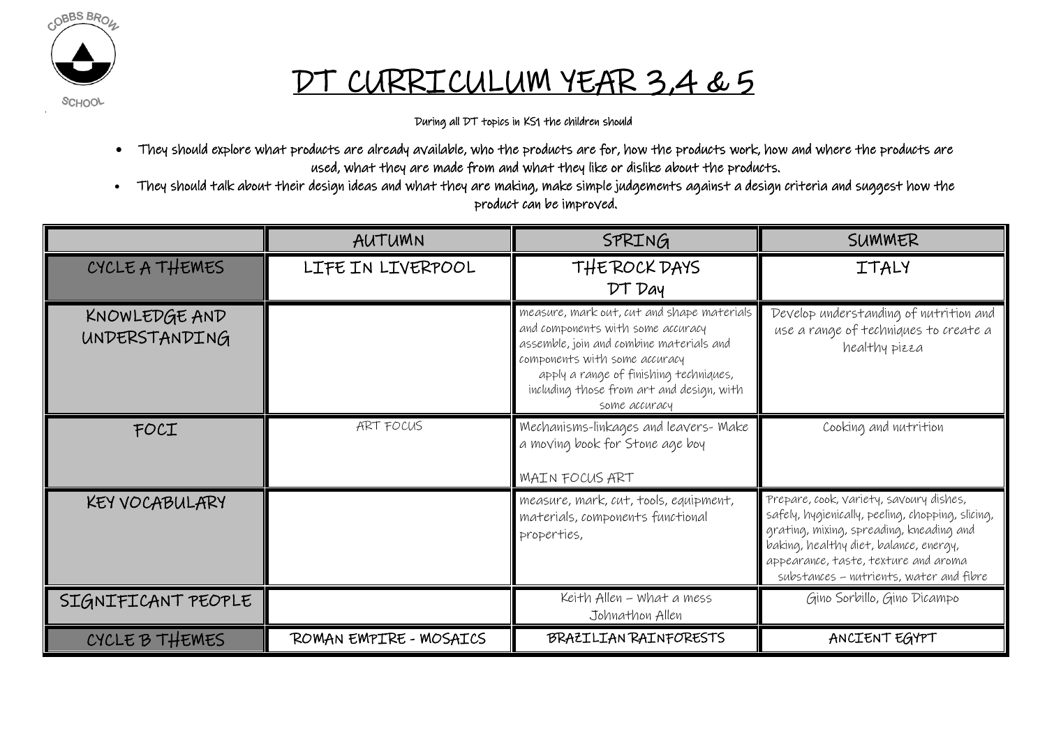# DT CURRICULUM YEAR 3,4 & 5

During all DT topics in KS1 the children should

- They should explore what products are already available, who the products are for, how the products work, how and where the products are used, what they are made from and what they like or dislike about the products.
- They should talk about their design ideas and what they are making, make simple judgements against a design criteria and suggest how the product can be improved.

| | AUTUMN | SPRING | SUMMER |
|---|---|---|---|
| CYCLE A THEMES | LIFE IN LIVERPOOL | THE ROCK DAYS<br>DT Day | ITALY |
| KNOWLEDGE AND UNDERSTANDING | | measure, mark out, cut and shape materials and components with some accuracy<br>assemble, join and combine materials and components with some accuracy<br>apply a range of finishing techniques, including those from art and design, with some accuracy | Develop understanding of nutrition and use a range of techniques to create a healthy pizza |
| FOCI | ART FOCUS | Mechanisms-linkages and leavers- Make a moving book for Stone age boy<br><br>MAIN FOCUS ART | Cooking and nutrition |
| KEY VOCABULARY | | measure, mark, cut, tools, equipment, materials, components functional properties, | Prepare, cook, variety, savoury dishes, safely, hygienically, peeling, chopping, slicing, grating, mixing, spreading, kneading and baking, healthy diet, balance, energy, appearance, taste, texture and aroma substances – nutrients, water and fibre |
| SIGNIFICANT PEOPLE | | Keith Allen – What a mess<br>Johnathon Allen | Gino Sorbillo, Gino Dicampo |
| CYCLE B THEMES | ROMAN EMPIRE - MOSAICS | BRAZILIAN RAINFORESTS | ANCIENT EGYPT |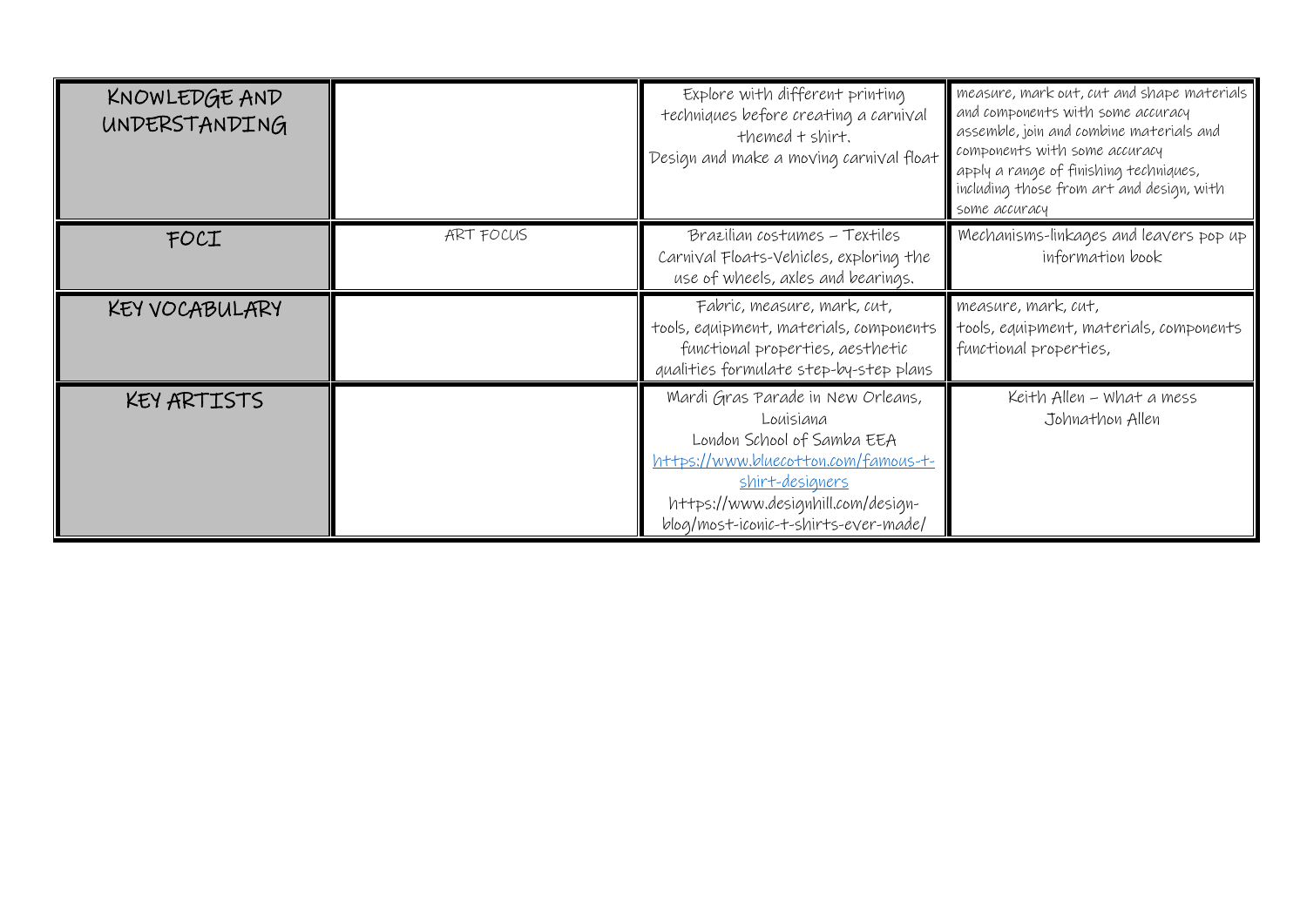| | | | |
|---|---|---|---|
| KNOWLEDGE AND UNDERSTANDING | | Explore with different printing techniques before creating a carnival themed t shirt.<br>Design and make a moving carnival float | measure, mark out, cut and shape materials and components with some accuracy<br>assemble, join and combine materials and components with some accuracy<br>apply a range of finishing techniques, including those from art and design, with some accuracy |
| FOCI | ART FOCUS | Brazilian costumes – Textiles<br>Carnival Floats-Vehicles, exploring the use of wheels, axles and bearings. | Mechanisms-linkages and leavers pop up information book |
| KEY VOCABULARY | | Fabric, measure, mark, cut, tools, equipment, materials, components functional properties, aesthetic qualities formulate step-by-step plans | measure, mark, cut, tools, equipment, materials, components functional properties, |
| KEY ARTISTS | | Mardi Gras Parade in New Orleans, Louisiana<br>London School of Samba EEA<br>https://www.bluecotton.com/famous-t-shirt-designers<br>https://www.designhill.com/design-blog/most-iconic-t-shirts-ever-made/ | Keith Allen – What a mess<br>Johnathon Allen |